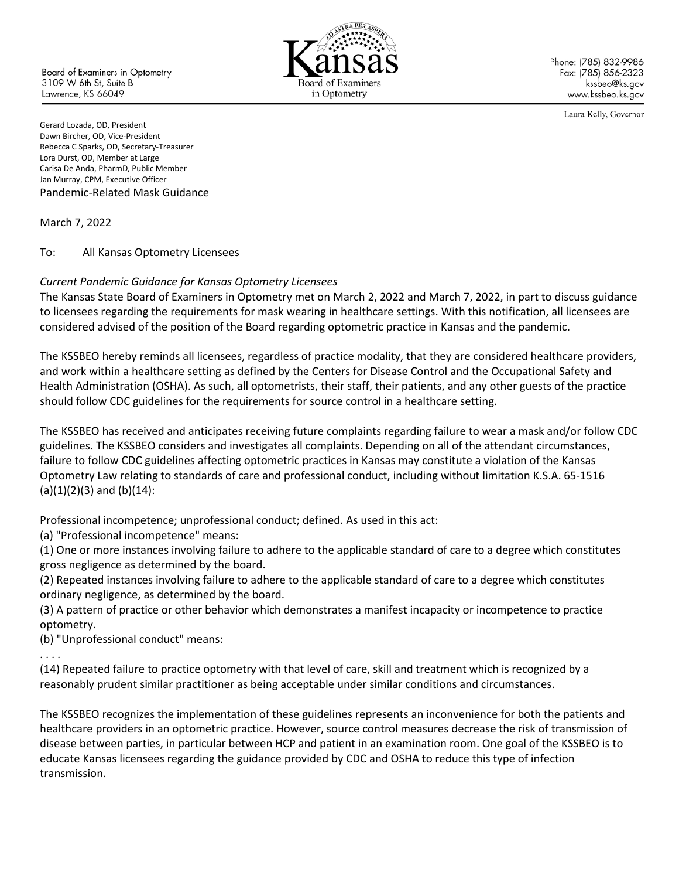Board of Examiners in Optometry
3109 W 6th St, Suite B
Lawrence, KS 66049

Kansas Board of Examiners in Optometry

Phone: (785) 832-9986
Fax: (785) 856-2323
kssbeo@ks.gov
www.kssbeo.ks.gov

Laura Kelly, Governor

Gerard Lozada, OD, President
Dawn Bircher, OD, Vice-President
Rebecca C Sparks, OD, Secretary-Treasurer
Lora Durst, OD, Member at Large
Carisa De Anda, PharmD, Public Member
Jan Murray, CPM, Executive Officer

Pandemic-Related Mask Guidance

March 7, 2022

To: All Kansas Optometry Licensees

*Current Pandemic Guidance for Kansas Optometry Licensees*

The Kansas State Board of Examiners in Optometry met on March 2, 2022 and March 7, 2022, in part to discuss guidance to licensees regarding the requirements for mask wearing in healthcare settings. With this notification, all licensees are considered advised of the position of the Board regarding optometric practice in Kansas and the pandemic.

The KSSBEO hereby reminds all licensees, regardless of practice modality, that they are considered healthcare providers, and work within a healthcare setting as defined by the Centers for Disease Control and the Occupational Safety and Health Administration (OSHA). As such, all optometrists, their staff, their patients, and any other guests of the practice should follow CDC guidelines for the requirements for source control in a healthcare setting.

The KSSBEO has received and anticipates receiving future complaints regarding failure to wear a mask and/or follow CDC guidelines. The KSSBEO considers and investigates all complaints. Depending on all of the attendant circumstances, failure to follow CDC guidelines affecting optometric practices in Kansas may constitute a violation of the Kansas Optometry Law relating to standards of care and professional conduct, including without limitation K.S.A. 65-1516 (a)(1)(2)(3) and (b)(14):

Professional incompetence; unprofessional conduct; defined. As used in this act:

(a) "Professional incompetence" means:

(1) One or more instances involving failure to adhere to the applicable standard of care to a degree which constitutes gross negligence as determined by the board.

(2) Repeated instances involving failure to adhere to the applicable standard of care to a degree which constitutes ordinary negligence, as determined by the board.

(3) A pattern of practice or other behavior which demonstrates a manifest incapacity or incompetence to practice optometry.

(b) "Unprofessional conduct" means:

. . . .

(14) Repeated failure to practice optometry with that level of care, skill and treatment which is recognized by a reasonably prudent similar practitioner as being acceptable under similar conditions and circumstances.

The KSSBEO recognizes the implementation of these guidelines represents an inconvenience for both the patients and healthcare providers in an optometric practice. However, source control measures decrease the risk of transmission of disease between parties, in particular between HCP and patient in an examination room. One goal of the KSSBEO is to educate Kansas licensees regarding the guidance provided by CDC and OSHA to reduce this type of infection transmission.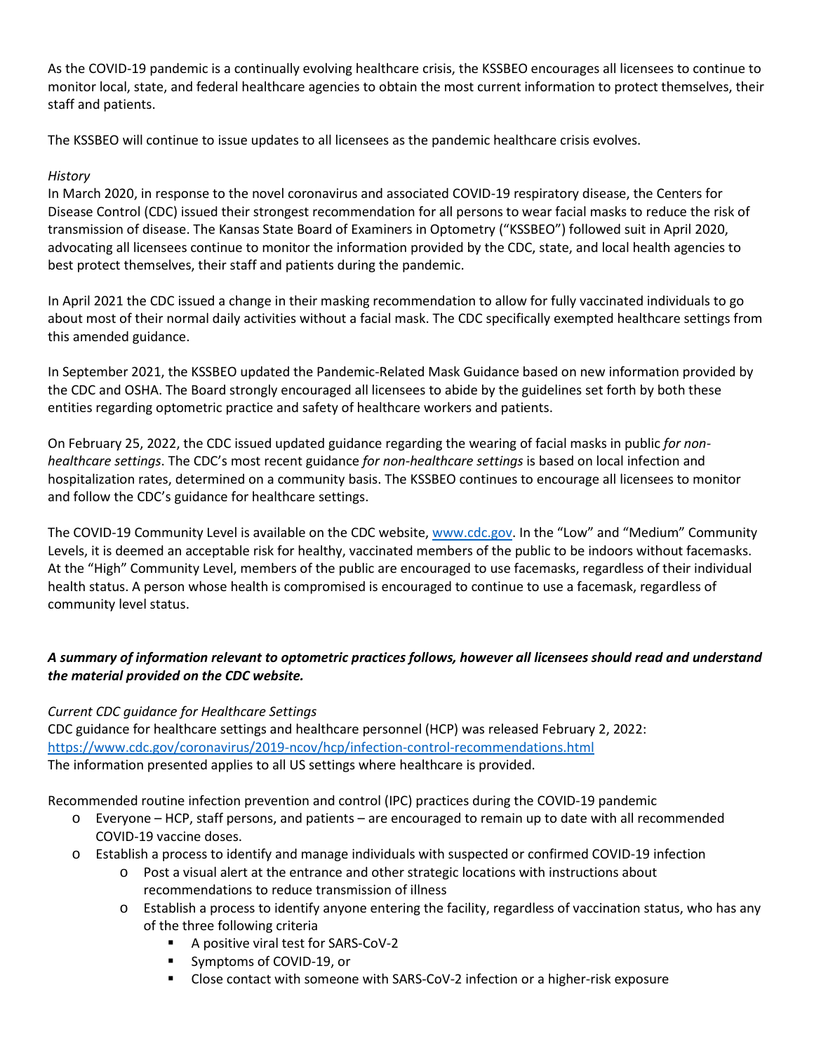As the COVID-19 pandemic is a continually evolving healthcare crisis, the KSSBEO encourages all licensees to continue to monitor local, state, and federal healthcare agencies to obtain the most current information to protect themselves, their staff and patients.

The KSSBEO will continue to issue updates to all licensees as the pandemic healthcare crisis evolves.

*History*

In March 2020, in response to the novel coronavirus and associated COVID-19 respiratory disease, the Centers for Disease Control (CDC) issued their strongest recommendation for all persons to wear facial masks to reduce the risk of transmission of disease. The Kansas State Board of Examiners in Optometry ("KSSBEO") followed suit in April 2020, advocating all licensees continue to monitor the information provided by the CDC, state, and local health agencies to best protect themselves, their staff and patients during the pandemic.

In April 2021 the CDC issued a change in their masking recommendation to allow for fully vaccinated individuals to go about most of their normal daily activities without a facial mask. The CDC specifically exempted healthcare settings from this amended guidance.

In September 2021, the KSSBEO updated the Pandemic-Related Mask Guidance based on new information provided by the CDC and OSHA. The Board strongly encouraged all licensees to abide by the guidelines set forth by both these entities regarding optometric practice and safety of healthcare workers and patients.

On February 25, 2022, the CDC issued updated guidance regarding the wearing of facial masks in public *for non-healthcare settings*. The CDC's most recent guidance *for non-healthcare settings* is based on local infection and hospitalization rates, determined on a community basis. The KSSBEO continues to encourage all licensees to monitor and follow the CDC's guidance for healthcare settings.

The COVID-19 Community Level is available on the CDC website, [www.cdc.gov](www.cdc.gov). In the "Low" and "Medium" Community Levels, it is deemed an acceptable risk for healthy, vaccinated members of the public to be indoors without facemasks. At the "High" Community Level, members of the public are encouraged to use facemasks, regardless of their individual health status. A person whose health is compromised is encouraged to continue to use a facemask, regardless of community level status.

***A summary of information relevant to optometric practices follows, however all licensees should read and understand the material provided on the CDC website.***

*Current CDC guidance for Healthcare Settings*

CDC guidance for healthcare settings and healthcare personnel (HCP) was released February 2, 2022:
[https://www.cdc.gov/coronavirus/2019-ncov/hcp/infection-control-recommendations.html](https://www.cdc.gov/coronavirus/2019-ncov/hcp/infection-control-recommendations.html)
The information presented applies to all US settings where healthcare is provided.

Recommended routine infection prevention and control (IPC) practices during the COVID-19 pandemic

- Everyone – HCP, staff persons, and patients – are encouraged to remain up to date with all recommended COVID-19 vaccine doses.
- Establish a process to identify and manage individuals with suspected or confirmed COVID-19 infection
  - Post a visual alert at the entrance and other strategic locations with instructions about recommendations to reduce transmission of illness
  - Establish a process to identify anyone entering the facility, regardless of vaccination status, who has any of the three following criteria
    - A positive viral test for SARS-CoV-2
    - Symptoms of COVID-19, or
    - Close contact with someone with SARS-CoV-2 infection or a higher-risk exposure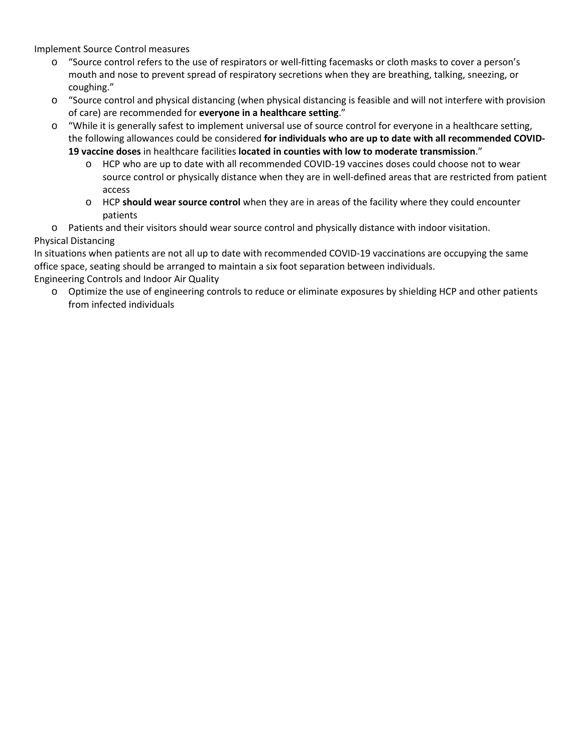Implement Source Control measures

- "Source control refers to the use of respirators or well-fitting facemasks or cloth masks to cover a person's mouth and nose to prevent spread of respiratory secretions when they are breathing, talking, sneezing, or coughing."
- "Source control and physical distancing (when physical distancing is feasible and will not interfere with provision of care) are recommended for **everyone in a healthcare setting**."
- "While it is generally safest to implement universal use of source control for everyone in a healthcare setting, the following allowances could be considered **for individuals who are up to date with all recommended COVID-19 vaccine doses** in healthcare facilities **located in counties with low to moderate transmission**."
  - HCP who are up to date with all recommended COVID-19 vaccines doses could choose not to wear source control or physically distance when they are in well-defined areas that are restricted from patient access
  - HCP **should wear source control** when they are in areas of the facility where they could encounter patients
- Patients and their visitors should wear source control and physically distance with indoor visitation.

Physical Distancing

In situations when patients are not all up to date with recommended COVID-19 vaccinations are occupying the same office space, seating should be arranged to maintain a six foot separation between individuals.

Engineering Controls and Indoor Air Quality

- Optimize the use of engineering controls to reduce or eliminate exposures by shielding HCP and other patients from infected individuals